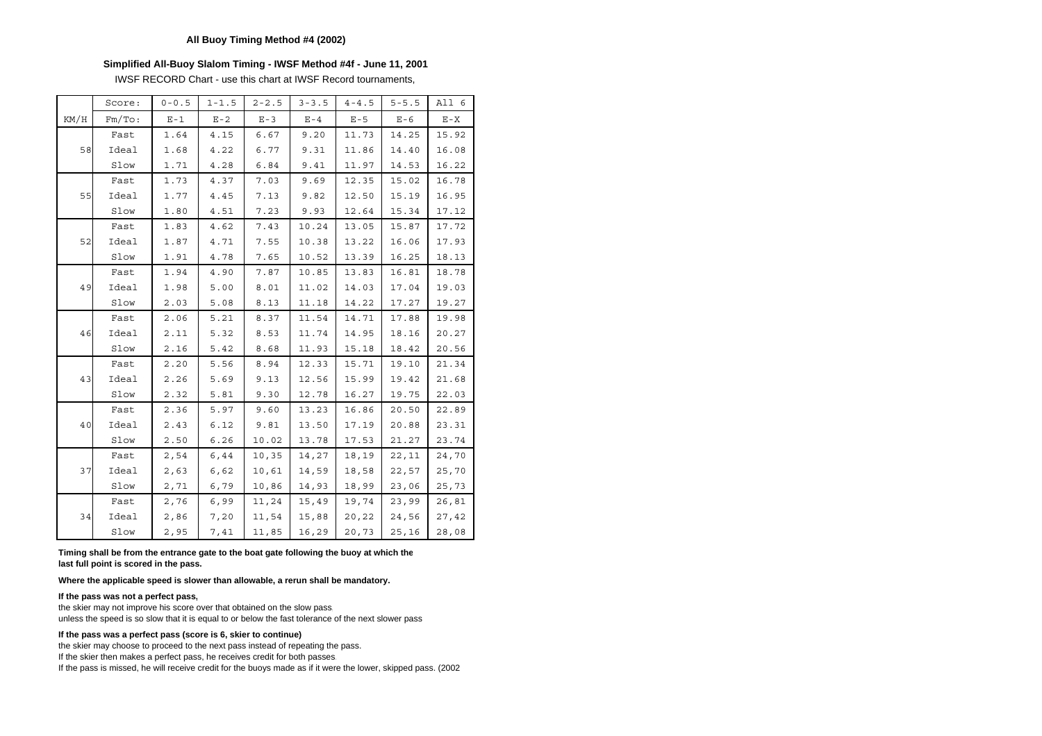**All Buoy Timing Method #4 (2002)**

**Simplified All-Buoy Slalom Timing - IWSF Method #4f - June 11, 2001**

IWSF RECORD Chart - use this chart at IWSF Record tournaments,

|  | Score: | 0-0.5 | 1-1.5 | 2-2.5 | 3-3.5 | 4-4.5 | 5-5.5 | All 6 |
|---|---|---|---|---|---|---|---|---|
| KM/H | Fm/To: | E-1 | E-2 | E-3 | E-4 | E-5 | E-6 | E-X |
|  | Fast | 1.64 | 4.15 | 6.67 | 9.20 | 11.73 | 14.25 | 15.92 |
| 58 | Ideal | 1.68 | 4.22 | 6.77 | 9.31 | 11.86 | 14.40 | 16.08 |
|  | Slow | 1.71 | 4.28 | 6.84 | 9.41 | 11.97 | 14.53 | 16.22 |
|  | Fast | 1.73 | 4.37 | 7.03 | 9.69 | 12.35 | 15.02 | 16.78 |
| 55 | Ideal | 1.77 | 4.45 | 7.13 | 9.82 | 12.50 | 15.19 | 16.95 |
|  | Slow | 1.80 | 4.51 | 7.23 | 9.93 | 12.64 | 15.34 | 17.12 |
|  | Fast | 1.83 | 4.62 | 7.43 | 10.24 | 13.05 | 15.87 | 17.72 |
| 52 | Ideal | 1.87 | 4.71 | 7.55 | 10.38 | 13.22 | 16.06 | 17.93 |
|  | Slow | 1.91 | 4.78 | 7.65 | 10.52 | 13.39 | 16.25 | 18.13 |
|  | Fast | 1.94 | 4.90 | 7.87 | 10.85 | 13.83 | 16.81 | 18.78 |
| 49 | Ideal | 1.98 | 5.00 | 8.01 | 11.02 | 14.03 | 17.04 | 19.03 |
|  | Slow | 2.03 | 5.08 | 8.13 | 11.18 | 14.22 | 17.27 | 19.27 |
|  | Fast | 2.06 | 5.21 | 8.37 | 11.54 | 14.71 | 17.88 | 19.98 |
| 46 | Ideal | 2.11 | 5.32 | 8.53 | 11.74 | 14.95 | 18.16 | 20.27 |
|  | Slow | 2.16 | 5.42 | 8.68 | 11.93 | 15.18 | 18.42 | 20.56 |
|  | Fast | 2.20 | 5.56 | 8.94 | 12.33 | 15.71 | 19.10 | 21.34 |
| 43 | Ideal | 2.26 | 5.69 | 9.13 | 12.56 | 15.99 | 19.42 | 21.68 |
|  | Slow | 2.32 | 5.81 | 9.30 | 12.78 | 16.27 | 19.75 | 22.03 |
|  | Fast | 2.36 | 5.97 | 9.60 | 13.23 | 16.86 | 20.50 | 22.89 |
| 40 | Ideal | 2.43 | 6.12 | 9.81 | 13.50 | 17.19 | 20.88 | 23.31 |
|  | Slow | 2.50 | 6.26 | 10.02 | 13.78 | 17.53 | 21.27 | 23.74 |
|  | Fast | 2,54 | 6,44 | 10,35 | 14,27 | 18,19 | 22,11 | 24,70 |
| 37 | Ideal | 2,63 | 6,62 | 10,61 | 14,59 | 18,58 | 22,57 | 25,70 |
|  | Slow | 2,71 | 6,79 | 10,86 | 14,93 | 18,99 | 23,06 | 25,73 |
|  | Fast | 2,76 | 6,99 | 11,24 | 15,49 | 19,74 | 23,99 | 26,81 |
| 34 | Ideal | 2,86 | 7,20 | 11,54 | 15,88 | 20,22 | 24,56 | 27,42 |
|  | Slow | 2,95 | 7,41 | 11,85 | 16,29 | 20,73 | 25,16 | 28,08 |

**Timing shall be from the entrance gate to the boat gate following the buoy at which the last full point is scored in the pass.**

**Where the applicable speed is slower than allowable, a rerun shall be mandatory.**

**If the pass was not a perfect pass,**

the skier may not improve his score over that obtained on the slow pass

unless the speed is so slow that it is equal to or below the fast tolerance of the next slower pass

**If the pass was a perfect pass (score is 6, skier to continue)**

the skier may choose to proceed to the next pass instead of repeating the pass.

If the skier then makes a perfect pass, he receives credit for both passes

If the pass is missed, he will receive credit for the buoys made as if it were the lower, skipped pass. (2002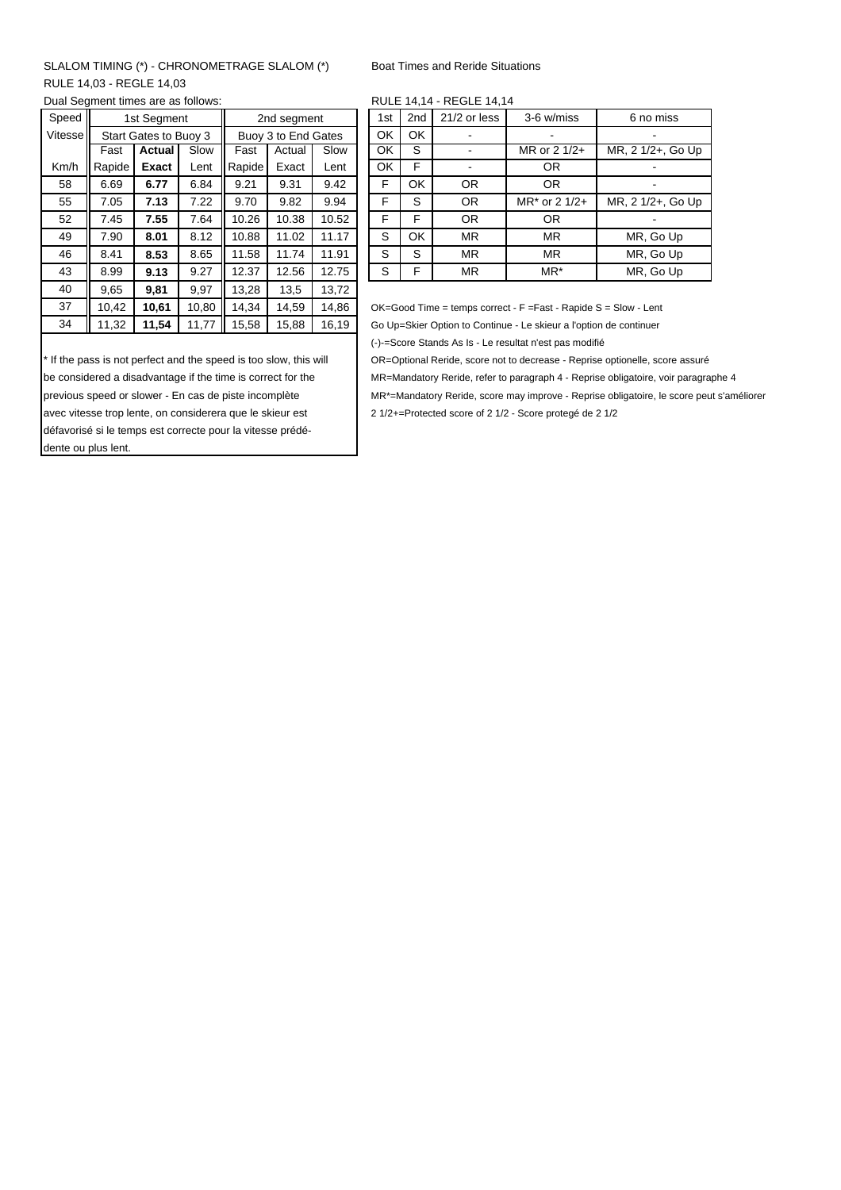SLALOM TIMING (*) - CHRONOMETRAGE SLALOM (*)

RULE 14,03 - REGLE 14,03

Dual Segment times are as follows:

| Speed | 1st Segment | | | 2nd segment | | |
|---|---|---|---|---|---|---|
| Vitesse | Start Gates to Buoy 3 | | | Buoy 3 to End Gates | | |
| | Fast | **Actual** | Slow | Fast | Actual | Slow |
| Km/h | Rapide | **Exact** | Lent | Rapide | Exact | Lent |
| 58 | 6.69 | **6.77** | 6.84 | 9.21 | 9.31 | 9.42 |
| 55 | 7.05 | **7.13** | 7.22 | 9.70 | 9.82 | 9.94 |
| 52 | 7.45 | **7.55** | 7.64 | 10.26 | 10.38 | 10.52 |
| 49 | 7.90 | **8.01** | 8.12 | 10.88 | 11.02 | 11.17 |
| 46 | 8.41 | **8.53** | 8.65 | 11.58 | 11.74 | 11.91 |
| 43 | 8.99 | **9.13** | 9.27 | 12.37 | 12.56 | 12.75 |
| 40 | 9,65 | **9,81** | 9,97 | 13,28 | 13,5 | 13,72 |
| 37 | 10,42 | **10,61** | 10,80 | 14,34 | 14,59 | 14,86 |
| 34 | 11,32 | **11,54** | 11,77 | 15,58 | 15,88 | 16,19 |

* If the pass is not perfect and the speed is too slow, this will be considered a disadvantage if the time is correct for the previous speed or slower - En cas de piste incomplète avec vitesse trop lente, on considerera que le skieur est défavorisé si le temps est correcte pour la vitesse prédédente ou plus lent.

Boat Times and Reride Situations

RULE 14,14 - REGLE 14,14

| 1st | 2nd | 21/2 or less | 3-6 w/miss | 6 no miss |
|---|---|---|---|---|
| OK | OK | - | - | - |
| OK | S | - | MR or 2 1/2+ | MR, 2 1/2+, Go Up |
| OK | F | - | OR | - |
| F | OK | OR | OR | - |
| F | S | OR | MR* or 2 1/2+ | MR, 2 1/2+, Go Up |
| F | F | OR | OR | - |
| S | OK | MR | MR | MR, Go Up |
| S | S | MR | MR | MR, Go Up |
| S | F | MR | MR* | MR, Go Up |

OK=Good Time = temps correct - F =Fast - Rapide S = Slow - Lent

Go Up=Skier Option to Continue - Le skieur a l'option de continuer

(-)-=Score Stands As Is - Le resultat n'est pas modifié

OR=Optional Reride, score not to decrease - Reprise optionelle, score assuré

MR=Mandatory Reride, refer to paragraph 4 - Reprise obligatoire, voir paragraphe 4

MR*=Mandatory Reride, score may improve - Reprise obligatoire, le score peut s'améliorer

2 1/2+=Protected score of 2 1/2 - Score protegé de 2 1/2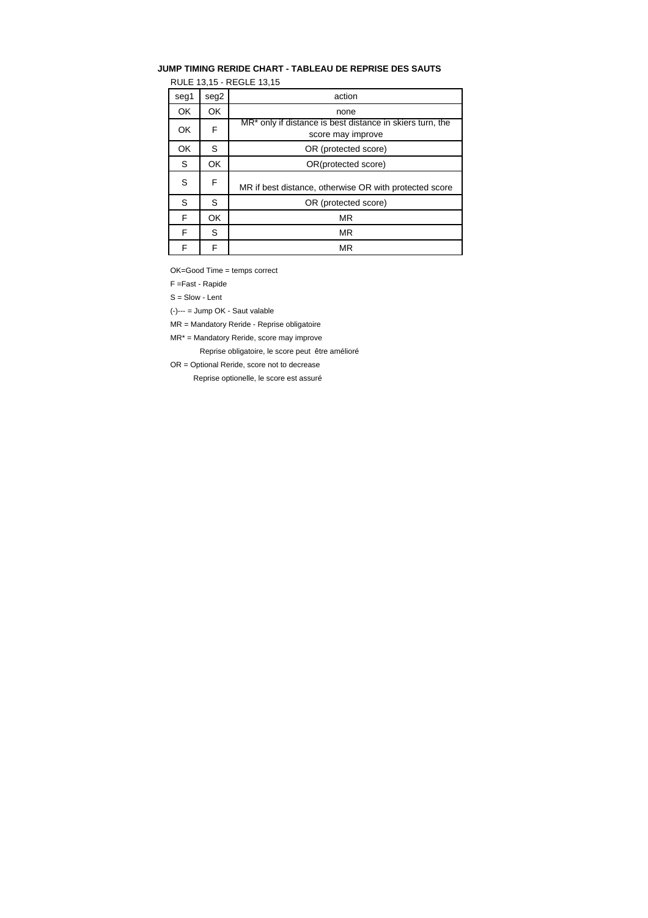**JUMP TIMING RERIDE CHART - TABLEAU DE REPRISE DES SAUTS**

RULE 13,15 - REGLE 13,15

| seg1 | seg2 | action |
|---|---|---|
| OK | OK | none |
| OK | F | MR* only if distance is best distance in skiers turn, the score may improve |
| OK | S | OR (protected score) |
| S | OK | OR(protected score) |
| S | F | MR if best distance, otherwise OR with protected score |
| S | S | OR (protected score) |
| F | OK | MR |
| F | S | MR |
| F | F | MR |

OK=Good Time = temps correct

F =Fast - Rapide

S = Slow - Lent

(-)--- = Jump OK - Saut valable

MR = Mandatory Reride - Reprise obligatoire

MR* = Mandatory Reride, score may improve

Reprise obligatoire, le score peut être amélioré

OR = Optional Reride, score not to decrease

Reprise optionelle, le score est assuré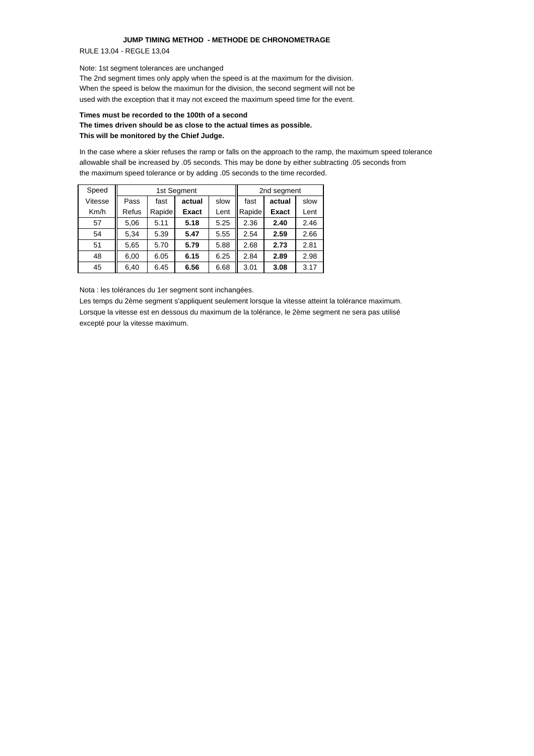**JUMP TIMING METHOD - METHODE DE CHRONOMETRAGE**

RULE 13,04 - REGLE 13,04

Note: 1st segment tolerances are unchanged

The 2nd segment times only apply when the speed is at the maximum for the division.
When the speed is below the maximun for the division, the second segment will not be used with the exception that it may not exceed the maximum speed time for the event.

**Times must be recorded to the 100th of a second**
**The times driven should be as close to the actual times as possible.**
**This will be monitored by the Chief Judge.**

In the case where a skier refuses the ramp or falls on the approach to the ramp, the maximum speed tolerance allowable shall be increased by .05 seconds. This may be done by either subtracting .05 seconds from the maximum speed tolerance or by adding .05 seconds to the time recorded.

| Speed | 1st Segment | | | | 2nd segment | | |
|---|---|---|---|---|---|---|---|
| Vitesse | Pass | fast | **actual** | slow | fast | **actual** | slow |
| Km/h | Refus | Rapide | **Exact** | Lent | Rapide | **Exact** | Lent |
| 57 | 5,06 | 5.11 | **5.18** | 5.25 | 2.36 | **2.40** | 2.46 |
| 54 | 5,34 | 5.39 | **5.47** | 5.55 | 2.54 | **2.59** | 2.66 |
| 51 | 5,65 | 5.70 | **5.79** | 5.88 | 2.68 | **2.73** | 2.81 |
| 48 | 6,00 | 6.05 | **6.15** | 6.25 | 2.84 | **2.89** | 2.98 |
| 45 | 6,40 | 6.45 | **6.56** | 6.68 | 3.01 | **3.08** | 3.17 |

Nota : les tolérances du 1er segment sont inchangées.

Les temps du 2ème segment s'appliquent seulement lorsque la vitesse atteint la tolérance maximum.
Lorsque la vitesse est en dessous du maximum de la tolérance, le 2ème segment ne sera pas utilisé excepté pour la vitesse maximum.